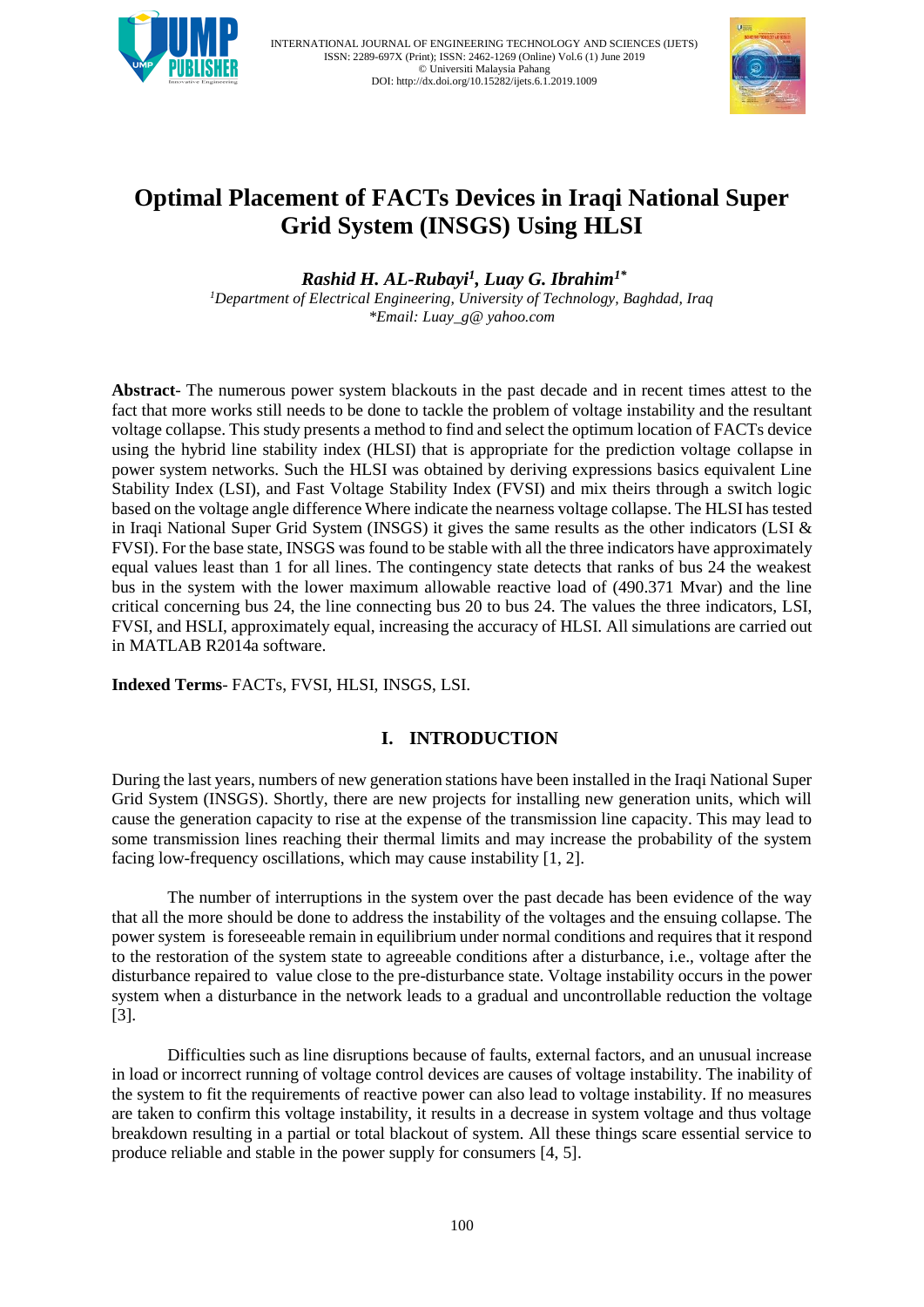# Optimal Placement of FACTs Devices in Iraqi National Super Grid System (INSGS) Using HLSI

***Rashid H. AL-Rubayi[1], Luay G. Ibrahim[1*]***

*[1]Department of Electrical Engineering, University of Technology, Baghdad, Iraq*

*\*Email: Luay_g@ yahoo.com*

**Abstract**- The numerous power system blackouts in the past decade and in recent times attest to the fact that more works still needs to be done to tackle the problem of voltage instability and the resultant voltage collapse. This study presents a method to find and select the optimum location of FACTs device using the hybrid line stability index (HLSI) that is appropriate for the prediction voltage collapse in power system networks. Such the HLSI was obtained by deriving expressions basics equivalent Line Stability Index (LSI), and Fast Voltage Stability Index (FVSI) and mix theirs through a switch logic based on the voltage angle difference Where indicate the nearness voltage collapse. The HLSI has tested in Iraqi National Super Grid System (INSGS) it gives the same results as the other indicators (LSI & FVSI). For the base state, INSGS was found to be stable with all the three indicators have approximately equal values least than 1 for all lines. The contingency state detects that ranks of bus 24 the weakest bus in the system with the lower maximum allowable reactive load of (490.371 Mvar) and the line critical concerning bus 24, the line connecting bus 20 to bus 24. The values the three indicators, LSI, FVSI, and HSLI, approximately equal, increasing the accuracy of HLSI. All simulations are carried out in MATLAB R2014a software.

**Indexed Terms**- FACTs, FVSI, HLSI, INSGS, LSI.

## I. INTRODUCTION

During the last years, numbers of new generation stations have been installed in the Iraqi National Super Grid System (INSGS). Shortly, there are new projects for installing new generation units, which will cause the generation capacity to rise at the expense of the transmission line capacity. This may lead to some transmission lines reaching their thermal limits and may increase the probability of the system facing low-frequency oscillations, which may cause instability [1, 2].

The number of interruptions in the system over the past decade has been evidence of the way that all the more should be done to address the instability of the voltages and the ensuing collapse. The power system is foreseeable remain in equilibrium under normal conditions and requires that it respond to the restoration of the system state to agreeable conditions after a disturbance, i.e., voltage after the disturbance repaired to value close to the pre-disturbance state. Voltage instability occurs in the power system when a disturbance in the network leads to a gradual and uncontrollable reduction the voltage [3].

Difficulties such as line disruptions because of faults, external factors, and an unusual increase in load or incorrect running of voltage control devices are causes of voltage instability. The inability of the system to fit the requirements of reactive power can also lead to voltage instability. If no measures are taken to confirm this voltage instability, it results in a decrease in system voltage and thus voltage breakdown resulting in a partial or total blackout of system. All these things scare essential service to produce reliable and stable in the power supply for consumers [4, 5].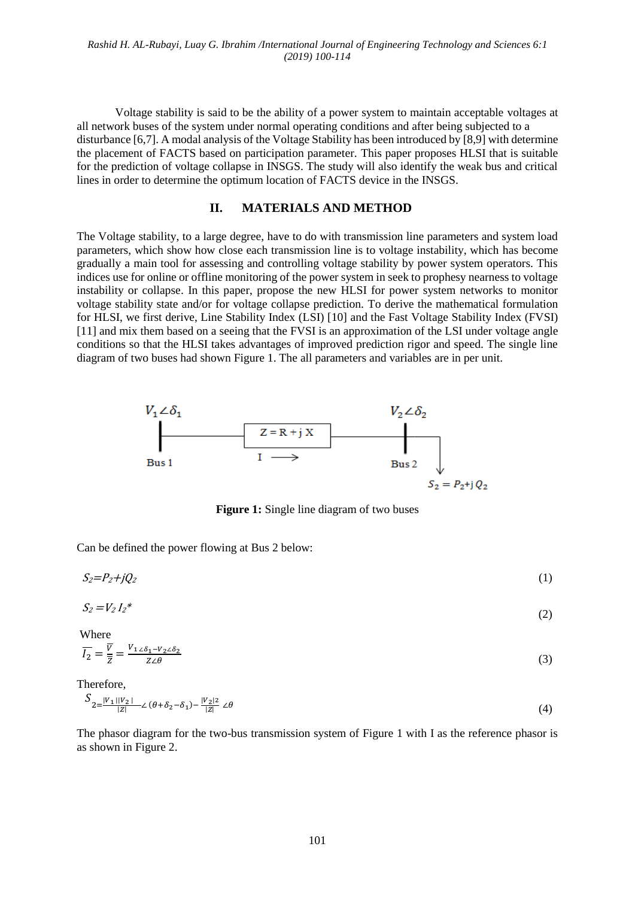Voltage stability is said to be the ability of a power system to maintain acceptable voltages at all network buses of the system under normal operating conditions and after being subjected to a disturbance [6,7]. A modal analysis of the Voltage Stability has been introduced by [8,9] with determine the placement of FACTS based on participation parameter. This paper proposes HLSI that is suitable for the prediction of voltage collapse in INSGS. The study will also identify the weak bus and critical lines in order to determine the optimum location of FACTS device in the INSGS.

## II. MATERIALS AND METHOD

The Voltage stability, to a large degree, have to do with transmission line parameters and system load parameters, which show how close each transmission line is to voltage instability, which has become gradually a main tool for assessing and controlling voltage stability by power system operators. This indices use for online or offline monitoring of the power system in seek to prophesy nearness to voltage instability or collapse. In this paper, propose the new HLSI for power system networks to monitor voltage stability state and/or for voltage collapse prediction. To derive the mathematical formulation for HLSI, we first derive, Line Stability Index (LSI) [10] and the Fast Voltage Stability Index (FVSI) [11] and mix them based on a seeing that the FVSI is an approximation of the LSI under voltage angle conditions so that the HLSI takes advantages of improved prediction rigor and speed. The single line diagram of two buses had shown Figure 1. The all parameters and variables are in per unit.

**Figure 1:** Single line diagram of two buses

Can be defined the power flowing at Bus 2 below:

$$S_2 = P_2 + jQ_2 \tag{1}$$

$$S_2 = V_2 I_2^* \tag{2}$$

Where

$$\overline{I_2} = \frac{\overline{V}}{\overline{Z}} = \frac{V_1\angle\delta_1 - V_2\angle\delta_2}{Z\angle\theta} \tag{3}$$

Therefore,

$$S_2 = \frac{|V_1||V_2|}{|Z|}\angle(\theta + \delta_2 - \delta_1) - \frac{|V_2|^2}{|Z|}\angle\theta \tag{4}$$

The phasor diagram for the two-bus transmission system of Figure 1 with I as the reference phasor is as shown in Figure 2.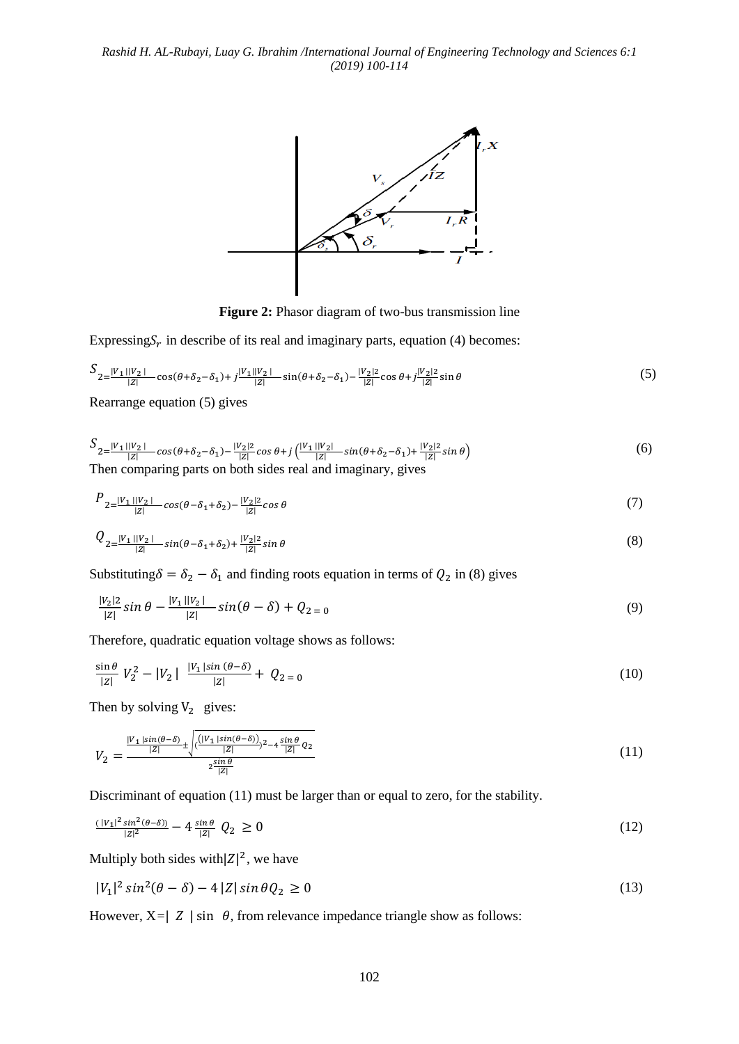**Figure 2:** Phasor diagram of two-bus transmission line

Expressing $S_r$ in describe of its real and imaginary parts, equation (4) becomes:

$$S_2 = \frac{|V_1||V_2|}{|Z|}\cos(\theta+\delta_2-\delta_1) + j\frac{|V_1||V_2|}{|Z|}\sin(\theta+\delta_2-\delta_1) - \frac{|V_2|2}{|Z|}\cos\theta + j\frac{|V_2|2}{|Z|}\sin\theta \tag{5}$$

Rearrange equation (5) gives

$$S_2 = \frac{|V_1||V_2|}{|Z|}cos(\theta+\delta_2-\delta_1) - \frac{|V_2|2}{|Z|}cos\,\theta + j\left(\frac{|V_1||V_2|}{|Z|}sin(\theta+\delta_2-\delta_1) + \frac{|V_2|2}{|Z|}sin\,\theta\right) \tag{6}$$

Then comparing parts on both sides real and imaginary, gives

$$P_2 = \frac{|V_1||V_2|}{|Z|}cos(\theta-\delta_1+\delta_2) - \frac{|V_2|2}{|Z|}cos\,\theta \tag{7}$$

$$Q_2 = \frac{|V_1||V_2|}{|Z|}sin(\theta-\delta_1+\delta_2) + \frac{|V_2|2}{|Z|}sin\,\theta \tag{8}$$

Substituting $\delta = \delta_2 - \delta_1$ and finding roots equation in terms of $Q_2$ in (8) gives

$$\frac{|V_2|2}{|Z|}sin\,\theta - \frac{|V_1||V_2|}{|Z|}sin(\theta-\delta) + Q_2 = 0 \tag{9}$$

Therefore, quadratic equation voltage shows as follows:

$$\frac{\sin\theta}{|Z|}V_2^2 - |V_2|\,\frac{|V_1|sin\,(\theta-\delta)}{|Z|} + Q_2 = 0 \tag{10}$$

Then by solving $V_2$ gives:

$$V_2 = \frac{\frac{|V_1|sin(\theta-\delta)}{|Z|} \pm \sqrt{\left(\frac{(|V_1|sin(\theta-\delta))}{|Z|}\right)^2 - 4\frac{\sin\theta}{|Z|}Q_2}}{2\frac{\sin\theta}{|Z|}} \tag{11}$$

Discriminant of equation (11) must be larger than or equal to zero, for the stability.

$$\frac{(|V_1|^2 sin^2(\theta-\delta))}{|Z|^2} - 4\frac{\sin\theta}{|Z|}Q_2 \geq 0 \tag{12}$$

Multiply both sides with $|Z|^2$, we have

$$|V_1|^2 sin^2(\theta-\delta) - 4|Z|sin\,\theta Q_2 \geq 0 \tag{13}$$

However, $X = |Z|\sin\theta$, from relevance impedance triangle show as follows: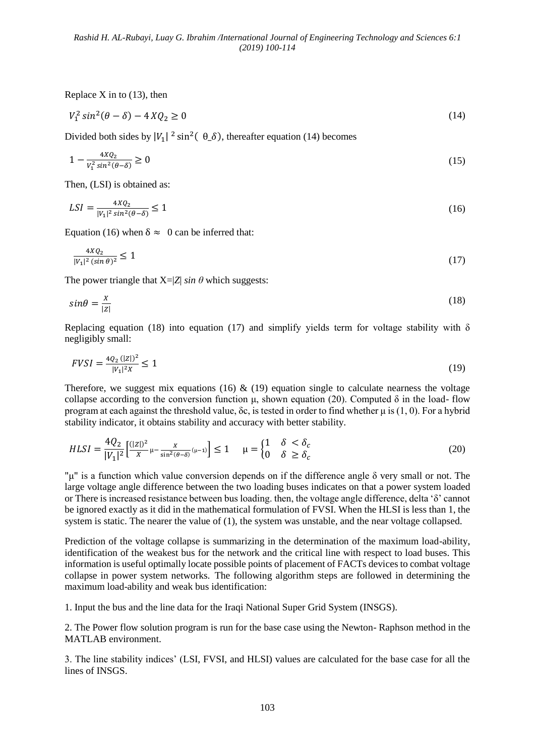Replace X in to (13), then

$$V_1^2 \sin^2(\theta - \delta) - 4\,XQ_2 \geq 0 \tag{14}$$

Divided both sides by $|V_1|^2 \sin^2(\theta\_\delta)$, thereafter equation (14) becomes

$$1 - \frac{4XQ_2}{V_1^2 \sin^2(\theta-\delta)} \geq 0 \tag{15}$$

Then, (LSI) is obtained as:

$$LSI = \frac{4XQ_2}{|V_1|^2 \sin^2(\theta-\delta)} \leq 1 \tag{16}$$

Equation (16) when $\delta \approx 0$ can be inferred that:

$$\frac{4XQ_2}{|V_1|^2 (\sin\theta)^2} \leq 1 \tag{17}$$

The power triangle that X=|*Z*| *sin θ* which suggests:

$$\sin\theta = \frac{X}{|Z|} \tag{18}$$

Replacing equation (18) into equation (17) and simplify yields term for voltage stability with δ negligibly small:

$$FVSI = \frac{4Q_2\,(|Z|)^2}{|V_1|^2 X} \leq 1 \tag{19}$$

Therefore, we suggest mix equations (16) & (19) equation single to calculate nearness the voltage collapse according to the conversion function μ, shown equation (20). Computed δ in the load- flow program at each against the threshold value, δc, is tested in order to find whether μ is (1, 0). For a hybrid stability indicator, it obtains stability and accuracy with better stability.

$$HLSI = \frac{4Q_2}{|V_1|^2}\left[\frac{(|Z|)^2}{X}\mu - \frac{X}{\sin^2(\theta-\delta)}(\mu-1)\right] \leq 1 \qquad \mu = \begin{cases} 1 & \delta < \delta_c \\ 0 & \delta \geq \delta_c \end{cases} \tag{20}$$

"μ" is a function which value conversion depends on if the difference angle δ very small or not. The large voltage angle difference between the two loading buses indicates on that a power system loaded or There is increased resistance between bus loading. then, the voltage angle difference, delta 'δ' cannot be ignored exactly as it did in the mathematical formulation of FVSI. When the HLSI is less than 1, the system is static. The nearer the value of (1), the system was unstable, and the near voltage collapsed.

Prediction of the voltage collapse is summarizing in the determination of the maximum load-ability, identification of the weakest bus for the network and the critical line with respect to load buses. This information is useful optimally locate possible points of placement of FACTs devices to combat voltage collapse in power system networks. The following algorithm steps are followed in determining the maximum load-ability and weak bus identification:

1. Input the bus and the line data for the Iraqi National Super Grid System (INSGS).

2. The Power flow solution program is run for the base case using the Newton- Raphson method in the MATLAB environment.

3. The line stability indices' (LSI, FVSI, and HLSI) values are calculated for the base case for all the lines of INSGS.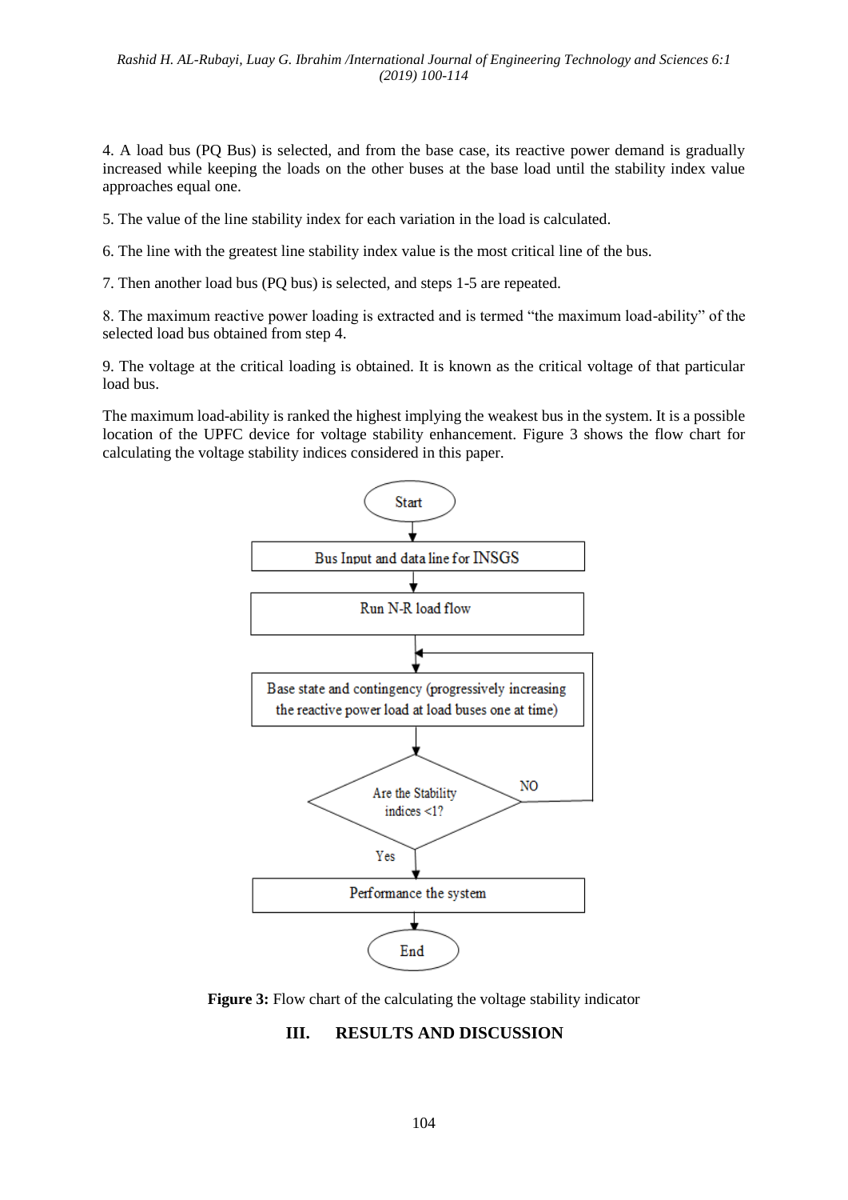4. A load bus (PQ Bus) is selected, and from the base case, its reactive power demand is gradually increased while keeping the loads on the other buses at the base load until the stability index value approaches equal one.

5. The value of the line stability index for each variation in the load is calculated.

6. The line with the greatest line stability index value is the most critical line of the bus.

7. Then another load bus (PQ bus) is selected, and steps 1-5 are repeated.

8. The maximum reactive power loading is extracted and is termed "the maximum load-ability" of the selected load bus obtained from step 4.

9. The voltage at the critical loading is obtained. It is known as the critical voltage of that particular load bus.

The maximum load-ability is ranked the highest implying the weakest bus in the system. It is a possible location of the UPFC device for voltage stability enhancement. Figure 3 shows the flow chart for calculating the voltage stability indices considered in this paper.

```
Start
  ↓
Bus Input and data line for INSGS
  ↓
Run N-R load flow
  ↓
Base state and contingency (progressively increasing the reactive power load at load buses one at time)  ←──┐
  ↓                                                                                                       │
Are the Stability indices <1? ── NO ──────────────────────────────────────────────────────────────────────┘
  ↓ Yes
Performance the system
  ↓
End
```

**Figure 3:** Flow chart of the calculating the voltage stability indicator

## III. RESULTS AND DISCUSSION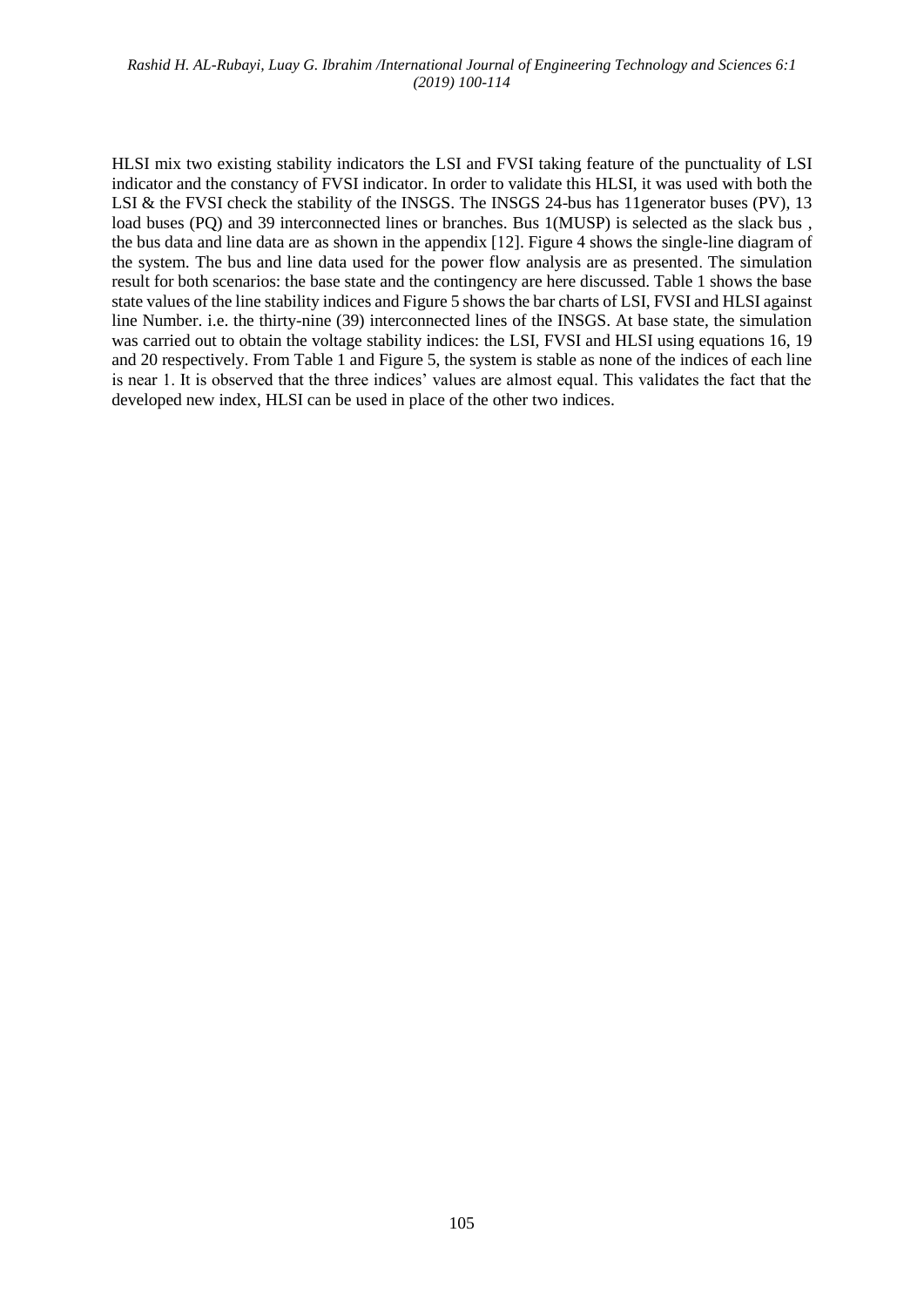HLSI mix two existing stability indicators the LSI and FVSI taking feature of the punctuality of LSI indicator and the constancy of FVSI indicator. In order to validate this HLSI, it was used with both the LSI & the FVSI check the stability of the INSGS. The INSGS 24-bus has 11generator buses (PV), 13 load buses (PQ) and 39 interconnected lines or branches. Bus 1(MUSP) is selected as the slack bus , the bus data and line data are as shown in the appendix [12]. Figure 4 shows the single-line diagram of the system. The bus and line data used for the power flow analysis are as presented. The simulation result for both scenarios: the base state and the contingency are here discussed. Table 1 shows the base state values of the line stability indices and Figure 5 shows the bar charts of LSI, FVSI and HLSI against line Number. i.e. the thirty-nine (39) interconnected lines of the INSGS. At base state, the simulation was carried out to obtain the voltage stability indices: the LSI, FVSI and HLSI using equations 16, 19 and 20 respectively. From Table 1 and Figure 5, the system is stable as none of the indices of each line is near 1. It is observed that the three indices' values are almost equal. This validates the fact that the developed new index, HLSI can be used in place of the other two indices.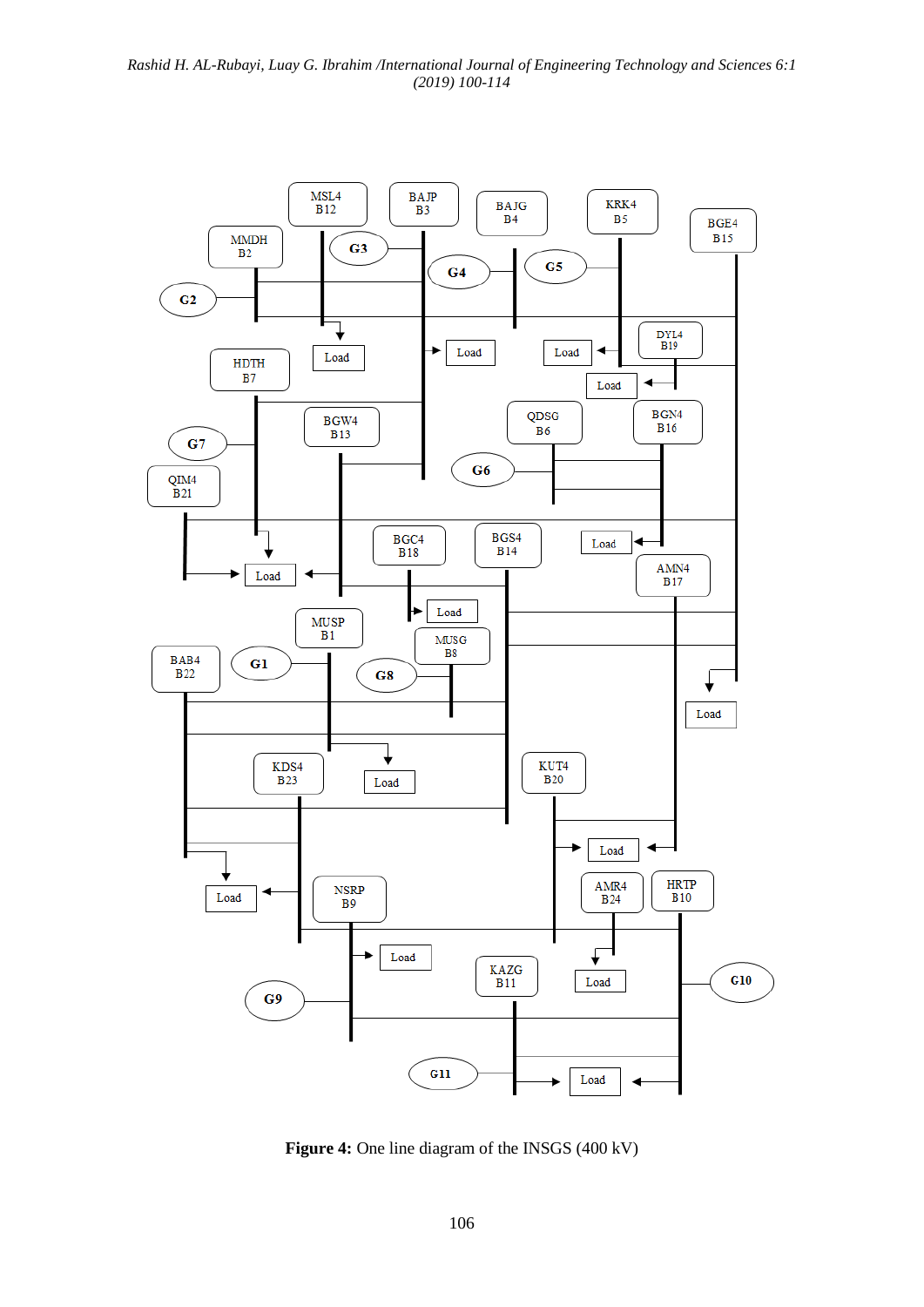**Figure 4:** One line diagram of the INSGS (400 kV)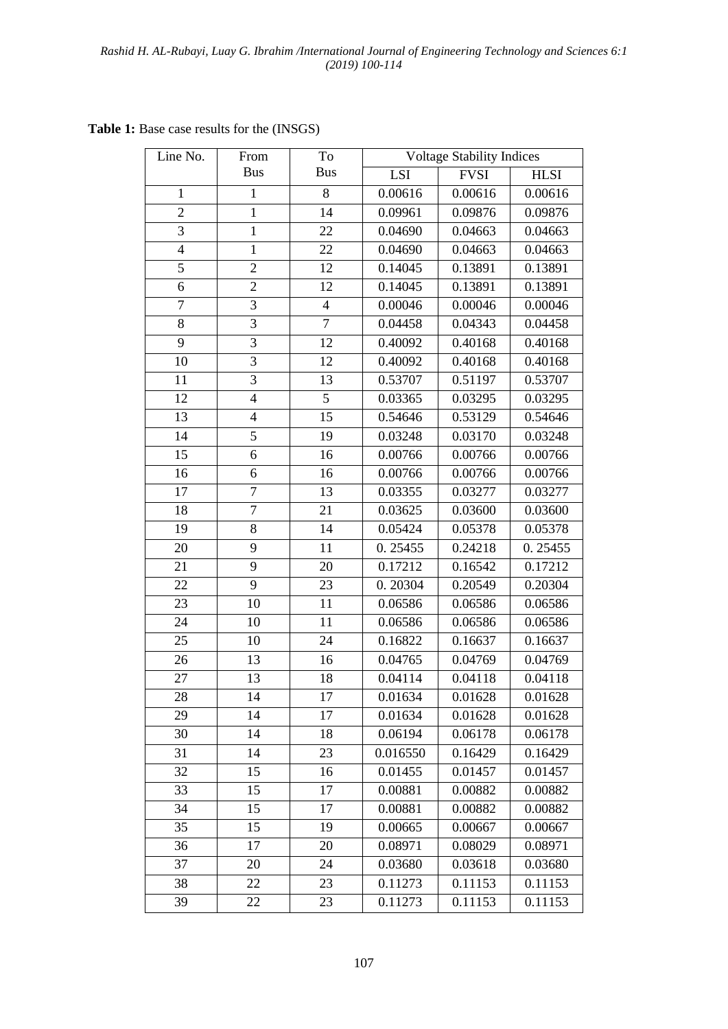**Table 1:** Base case results for the (INSGS)

| Line No. | From Bus | To Bus | Voltage Stability Indices | | |
|---|---|---|---|---|---|
| | | | LSI | FVSI | HLSI |
| 1 | 1 | 8 | 0.00616 | 0.00616 | 0.00616 |
| 2 | 1 | 14 | 0.09961 | 0.09876 | 0.09876 |
| 3 | 1 | 22 | 0.04690 | 0.04663 | 0.04663 |
| 4 | 1 | 22 | 0.04690 | 0.04663 | 0.04663 |
| 5 | 2 | 12 | 0.14045 | 0.13891 | 0.13891 |
| 6 | 2 | 12 | 0.14045 | 0.13891 | 0.13891 |
| 7 | 3 | 4 | 0.00046 | 0.00046 | 0.00046 |
| 8 | 3 | 7 | 0.04458 | 0.04343 | 0.04458 |
| 9 | 3 | 12 | 0.40092 | 0.40168 | 0.40168 |
| 10 | 3 | 12 | 0.40092 | 0.40168 | 0.40168 |
| 11 | 3 | 13 | 0.53707 | 0.51197 | 0.53707 |
| 12 | 4 | 5 | 0.03365 | 0.03295 | 0.03295 |
| 13 | 4 | 15 | 0.54646 | 0.53129 | 0.54646 |
| 14 | 5 | 19 | 0.03248 | 0.03170 | 0.03248 |
| 15 | 6 | 16 | 0.00766 | 0.00766 | 0.00766 |
| 16 | 6 | 16 | 0.00766 | 0.00766 | 0.00766 |
| 17 | 7 | 13 | 0.03355 | 0.03277 | 0.03277 |
| 18 | 7 | 21 | 0.03625 | 0.03600 | 0.03600 |
| 19 | 8 | 14 | 0.05424 | 0.05378 | 0.05378 |
| 20 | 9 | 11 | 0. 25455 | 0.24218 | 0. 25455 |
| 21 | 9 | 20 | 0.17212 | 0.16542 | 0.17212 |
| 22 | 9 | 23 | 0. 20304 | 0.20549 | 0.20304 |
| 23 | 10 | 11 | 0.06586 | 0.06586 | 0.06586 |
| 24 | 10 | 11 | 0.06586 | 0.06586 | 0.06586 |
| 25 | 10 | 24 | 0.16822 | 0.16637 | 0.16637 |
| 26 | 13 | 16 | 0.04765 | 0.04769 | 0.04769 |
| 27 | 13 | 18 | 0.04114 | 0.04118 | 0.04118 |
| 28 | 14 | 17 | 0.01634 | 0.01628 | 0.01628 |
| 29 | 14 | 17 | 0.01634 | 0.01628 | 0.01628 |
| 30 | 14 | 18 | 0.06194 | 0.06178 | 0.06178 |
| 31 | 14 | 23 | 0.016550 | 0.16429 | 0.16429 |
| 32 | 15 | 16 | 0.01455 | 0.01457 | 0.01457 |
| 33 | 15 | 17 | 0.00881 | 0.00882 | 0.00882 |
| 34 | 15 | 17 | 0.00881 | 0.00882 | 0.00882 |
| 35 | 15 | 19 | 0.00665 | 0.00667 | 0.00667 |
| 36 | 17 | 20 | 0.08971 | 0.08029 | 0.08971 |
| 37 | 20 | 24 | 0.03680 | 0.03618 | 0.03680 |
| 38 | 22 | 23 | 0.11273 | 0.11153 | 0.11153 |
| 39 | 22 | 23 | 0.11273 | 0.11153 | 0.11153 |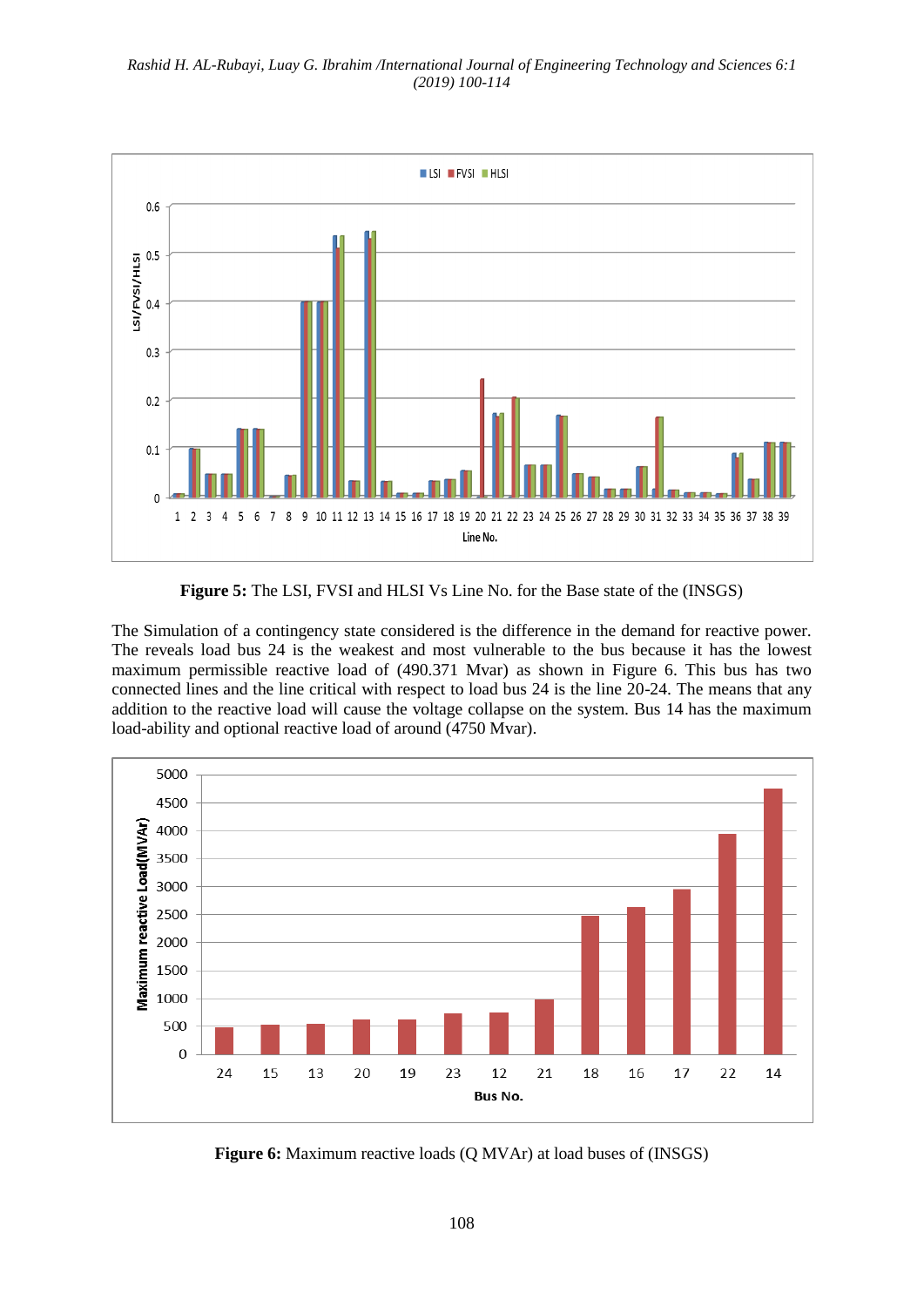**Figure 5:** The LSI, FVSI and HLSI Vs Line No. for the Base state of the (INSGS)

The Simulation of a contingency state considered is the difference in the demand for reactive power. The reveals load bus 24 is the weakest and most vulnerable to the bus because it has the lowest maximum permissible reactive load of (490.371 Mvar) as shown in Figure 6. This bus has two connected lines and the line critical with respect to load bus 24 is the line 20-24. The means that any addition to the reactive load will cause the voltage collapse on the system. Bus 14 has the maximum load-ability and optional reactive load of around (4750 Mvar).

**Figure 6:** Maximum reactive loads (Q MVAr) at load buses of (INSGS)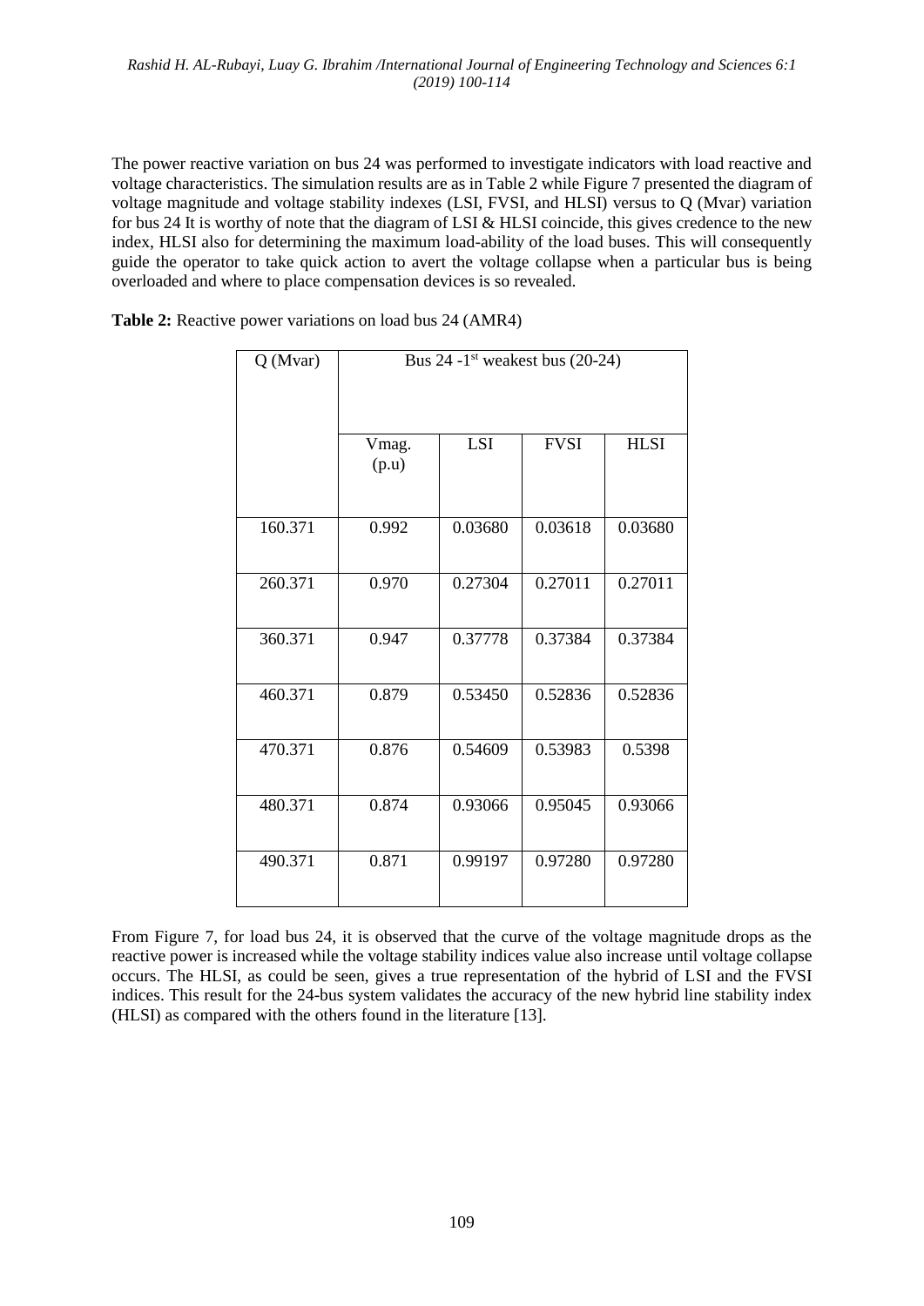The power reactive variation on bus 24 was performed to investigate indicators with load reactive and voltage characteristics. The simulation results are as in Table 2 while Figure 7 presented the diagram of voltage magnitude and voltage stability indexes (LSI, FVSI, and HLSI) versus to Q (Mvar) variation for bus 24 It is worthy of note that the diagram of LSI & HLSI coincide, this gives credence to the new index, HLSI also for determining the maximum load-ability of the load buses. This will consequently guide the operator to take quick action to avert the voltage collapse when a particular bus is being overloaded and where to place compensation devices is so revealed.

**Table 2:** Reactive power variations on load bus 24 (AMR4)

| Q (Mvar) | Bus 24 -1st weakest bus (20-24) | | | |
|---|---|---|---|---|
| | Vmag. (p.u) | LSI | FVSI | HLSI |
| 160.371 | 0.992 | 0.03680 | 0.03618 | 0.03680 |
| 260.371 | 0.970 | 0.27304 | 0.27011 | 0.27011 |
| 360.371 | 0.947 | 0.37778 | 0.37384 | 0.37384 |
| 460.371 | 0.879 | 0.53450 | 0.52836 | 0.52836 |
| 470.371 | 0.876 | 0.54609 | 0.53983 | 0.5398 |
| 480.371 | 0.874 | 0.93066 | 0.95045 | 0.93066 |
| 490.371 | 0.871 | 0.99197 | 0.97280 | 0.97280 |

From Figure 7, for load bus 24, it is observed that the curve of the voltage magnitude drops as the reactive power is increased while the voltage stability indices value also increase until voltage collapse occurs. The HLSI, as could be seen, gives a true representation of the hybrid of LSI and the FVSI indices. This result for the 24-bus system validates the accuracy of the new hybrid line stability index (HLSI) as compared with the others found in the literature [13].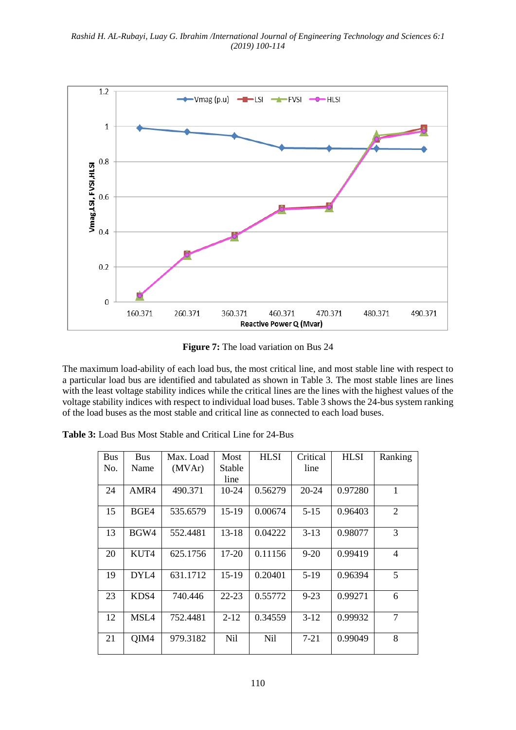**Figure 7:** The load variation on Bus 24

The maximum load-ability of each load bus, the most critical line, and most stable line with respect to a particular load bus are identified and tabulated as shown in Table 3. The most stable lines are lines with the least voltage stability indices while the critical lines are the lines with the highest values of the voltage stability indices with respect to individual load buses. Table 3 shows the 24-bus system ranking of the load buses as the most stable and critical line as connected to each load buses.

**Table 3:** Load Bus Most Stable and Critical Line for 24-Bus

| Bus No. | Bus Name | Max. Load (MVAr) | Most Stable line | HLSI | Critical line | HLSI | Ranking |
|---|---|---|---|---|---|---|---|
| 24 | AMR4 | 490.371 | 10-24 | 0.56279 | 20-24 | 0.97280 | 1 |
| 15 | BGE4 | 535.6579 | 15-19 | 0.00674 | 5-15 | 0.96403 | 2 |
| 13 | BGW4 | 552.4481 | 13-18 | 0.04222 | 3-13 | 0.98077 | 3 |
| 20 | KUT4 | 625.1756 | 17-20 | 0.11156 | 9-20 | 0.99419 | 4 |
| 19 | DYL4 | 631.1712 | 15-19 | 0.20401 | 5-19 | 0.96394 | 5 |
| 23 | KDS4 | 740.446 | 22-23 | 0.55772 | 9-23 | 0.99271 | 6 |
| 12 | MSL4 | 752.4481 | 2-12 | 0.34559 | 3-12 | 0.99932 | 7 |
| 21 | QIM4 | 979.3182 | Nil | Nil | 7-21 | 0.99049 | 8 |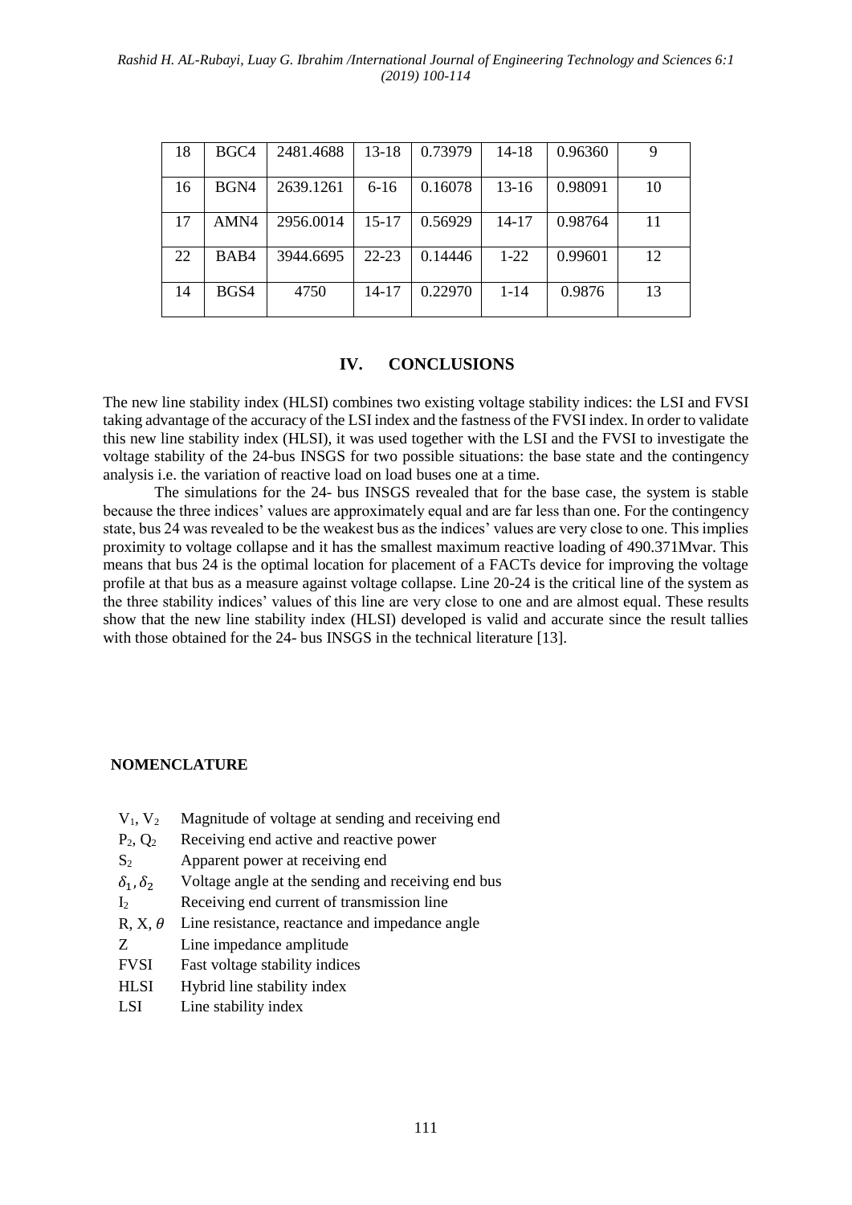| 18 | BGC4 | 2481.4688 | 13-18 | 0.73979 | 14-18 | 0.96360 | 9 |
|---|---|---|---|---|---|---|---|
| 16 | BGN4 | 2639.1261 | 6-16 | 0.16078 | 13-16 | 0.98091 | 10 |
| 17 | AMN4 | 2956.0014 | 15-17 | 0.56929 | 14-17 | 0.98764 | 11 |
| 22 | BAB4 | 3944.6695 | 22-23 | 0.14446 | 1-22 | 0.99601 | 12 |
| 14 | BGS4 | 4750 | 14-17 | 0.22970 | 1-14 | 0.9876 | 13 |

## IV. CONCLUSIONS

The new line stability index (HLSI) combines two existing voltage stability indices: the LSI and FVSI taking advantage of the accuracy of the LSI index and the fastness of the FVSI index. In order to validate this new line stability index (HLSI), it was used together with the LSI and the FVSI to investigate the voltage stability of the 24-bus INSGS for two possible situations: the base state and the contingency analysis i.e. the variation of reactive load on load buses one at a time.

The simulations for the 24- bus INSGS revealed that for the base case, the system is stable because the three indices' values are approximately equal and are far less than one. For the contingency state, bus 24 was revealed to be the weakest bus as the indices' values are very close to one. This implies proximity to voltage collapse and it has the smallest maximum reactive loading of 490.371Mvar. This means that bus 24 is the optimal location for placement of a FACTs device for improving the voltage profile at that bus as a measure against voltage collapse. Line 20-24 is the critical line of the system as the three stability indices' values of this line are very close to one and are almost equal. These results show that the new line stability index (HLSI) developed is valid and accurate since the result tallies with those obtained for the 24- bus INSGS in the technical literature [13].

### NOMENCLATURE

| | |
|---|---|
| $V_1$, $V_2$ | Magnitude of voltage at sending and receiving end |
| $P_2$, $Q_2$ | Receiving end active and reactive power |
| $S_2$ | Apparent power at receiving end |
| $\delta_1, \delta_2$ | Voltage angle at the sending and receiving end bus |
| $I_2$ | Receiving end current of transmission line |
| R, X, $\theta$ | Line resistance, reactance and impedance angle |
| Z | Line impedance amplitude |
| FVSI | Fast voltage stability indices |
| HLSI | Hybrid line stability index |
| LSI | Line stability index |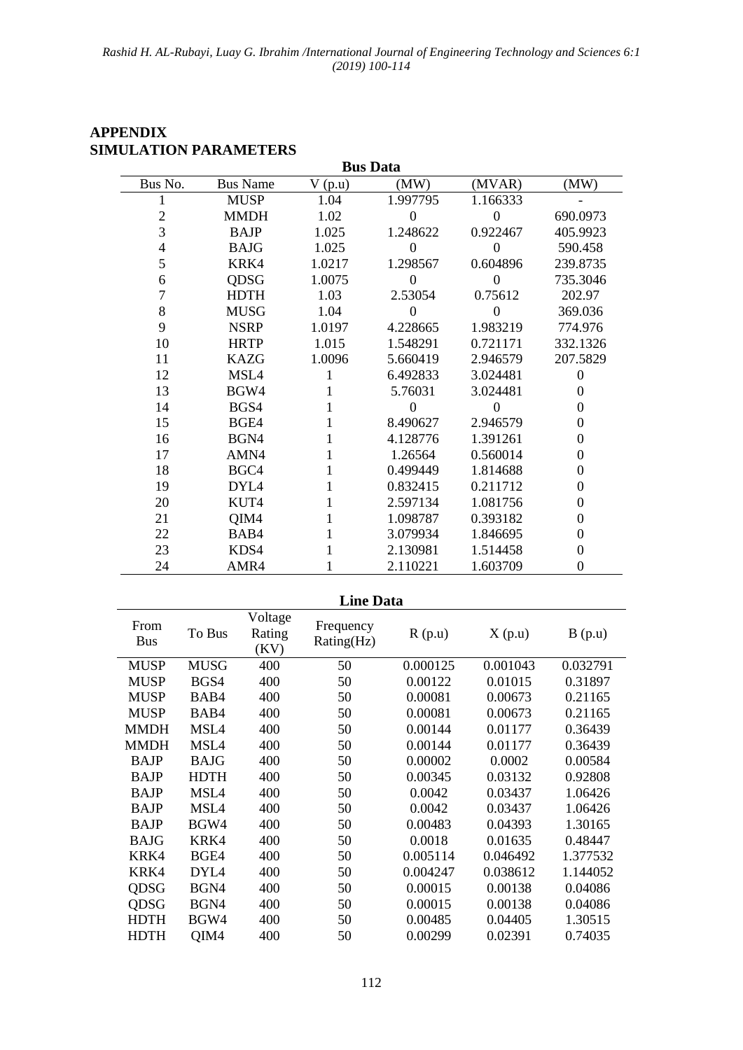# APPENDIX

## SIMULATION PARAMETERS

**Bus Data**

| Bus No. | Bus Name | V (p.u) | (MW) | (MVAR) | (MW) |
|---|---|---|---|---|---|
| 1 | MUSP | 1.04 | 1.997795 | 1.166333 | - |
| 2 | MMDH | 1.02 | 0 | 0 | 690.0973 |
| 3 | BAJP | 1.025 | 1.248622 | 0.922467 | 405.9923 |
| 4 | BAJG | 1.025 | 0 | 0 | 590.458 |
| 5 | KRK4 | 1.0217 | 1.298567 | 0.604896 | 239.8735 |
| 6 | QDSG | 1.0075 | 0 | 0 | 735.3046 |
| 7 | HDTH | 1.03 | 2.53054 | 0.75612 | 202.97 |
| 8 | MUSG | 1.04 | 0 | 0 | 369.036 |
| 9 | NSRP | 1.0197 | 4.228665 | 1.983219 | 774.976 |
| 10 | HRTP | 1.015 | 1.548291 | 0.721171 | 332.1326 |
| 11 | KAZG | 1.0096 | 5.660419 | 2.946579 | 207.5829 |
| 12 | MSL4 | 1 | 6.492833 | 3.024481 | 0 |
| 13 | BGW4 | 1 | 5.76031 | 3.024481 | 0 |
| 14 | BGS4 | 1 | 0 | 0 | 0 |
| 15 | BGE4 | 1 | 8.490627 | 2.946579 | 0 |
| 16 | BGN4 | 1 | 4.128776 | 1.391261 | 0 |
| 17 | AMN4 | 1 | 1.26564 | 0.560014 | 0 |
| 18 | BGC4 | 1 | 0.499449 | 1.814688 | 0 |
| 19 | DYL4 | 1 | 0.832415 | 0.211712 | 0 |
| 20 | KUT4 | 1 | 2.597134 | 1.081756 | 0 |
| 21 | QIM4 | 1 | 1.098787 | 0.393182 | 0 |
| 22 | BAB4 | 1 | 3.079934 | 1.846695 | 0 |
| 23 | KDS4 | 1 | 2.130981 | 1.514458 | 0 |
| 24 | AMR4 | 1 | 2.110221 | 1.603709 | 0 |

**Line Data**

| From Bus | To Bus | Voltage Rating (KV) | Frequency Rating(Hz) | R (p.u) | X (p.u) | B (p.u) |
|---|---|---|---|---|---|---|
| MUSP | MUSG | 400 | 50 | 0.000125 | 0.001043 | 0.032791 |
| MUSP | BGS4 | 400 | 50 | 0.00122 | 0.01015 | 0.31897 |
| MUSP | BAB4 | 400 | 50 | 0.00081 | 0.00673 | 0.21165 |
| MUSP | BAB4 | 400 | 50 | 0.00081 | 0.00673 | 0.21165 |
| MMDH | MSL4 | 400 | 50 | 0.00144 | 0.01177 | 0.36439 |
| MMDH | MSL4 | 400 | 50 | 0.00144 | 0.01177 | 0.36439 |
| BAJP | BAJG | 400 | 50 | 0.00002 | 0.0002 | 0.00584 |
| BAJP | HDTH | 400 | 50 | 0.00345 | 0.03132 | 0.92808 |
| BAJP | MSL4 | 400 | 50 | 0.0042 | 0.03437 | 1.06426 |
| BAJP | MSL4 | 400 | 50 | 0.0042 | 0.03437 | 1.06426 |
| BAJP | BGW4 | 400 | 50 | 0.00483 | 0.04393 | 1.30165 |
| BAJG | KRK4 | 400 | 50 | 0.0018 | 0.01635 | 0.48447 |
| KRK4 | BGE4 | 400 | 50 | 0.005114 | 0.046492 | 1.377532 |
| KRK4 | DYL4 | 400 | 50 | 0.004247 | 0.038612 | 1.144052 |
| QDSG | BGN4 | 400 | 50 | 0.00015 | 0.00138 | 0.04086 |
| QDSG | BGN4 | 400 | 50 | 0.00015 | 0.00138 | 0.04086 |
| HDTH | BGW4 | 400 | 50 | 0.00485 | 0.04405 | 1.30515 |
| HDTH | QIM4 | 400 | 50 | 0.00299 | 0.02391 | 0.74035 |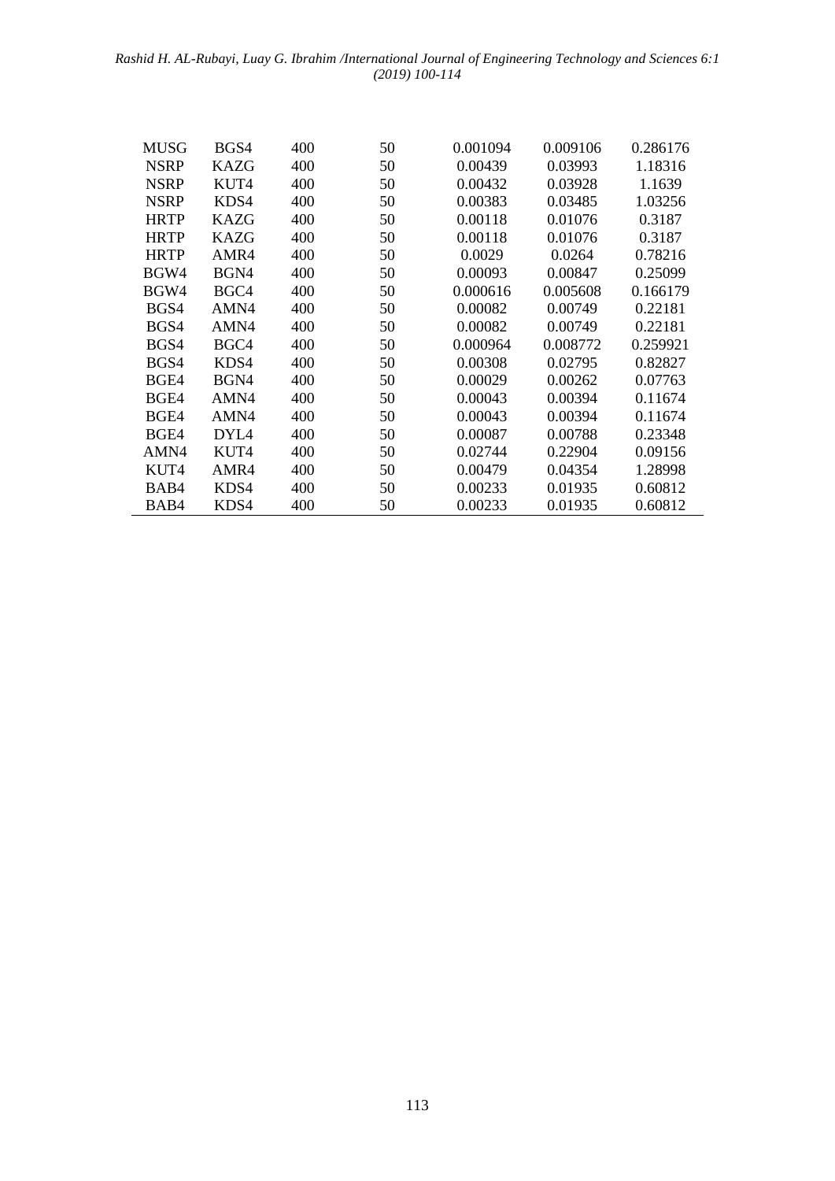| | | | | | | |
|---|---|---|---|---|---|---|
| MUSG | BGS4 | 400 | 50 | 0.001094 | 0.009106 | 0.286176 |
| NSRP | KAZG | 400 | 50 | 0.00439 | 0.03993 | 1.18316 |
| NSRP | KUT4 | 400 | 50 | 0.00432 | 0.03928 | 1.1639 |
| NSRP | KDS4 | 400 | 50 | 0.00383 | 0.03485 | 1.03256 |
| HRTP | KAZG | 400 | 50 | 0.00118 | 0.01076 | 0.3187 |
| HRTP | KAZG | 400 | 50 | 0.00118 | 0.01076 | 0.3187 |
| HRTP | AMR4 | 400 | 50 | 0.0029 | 0.0264 | 0.78216 |
| BGW4 | BGN4 | 400 | 50 | 0.00093 | 0.00847 | 0.25099 |
| BGW4 | BGC4 | 400 | 50 | 0.000616 | 0.005608 | 0.166179 |
| BGS4 | AMN4 | 400 | 50 | 0.00082 | 0.00749 | 0.22181 |
| BGS4 | AMN4 | 400 | 50 | 0.00082 | 0.00749 | 0.22181 |
| BGS4 | BGC4 | 400 | 50 | 0.000964 | 0.008772 | 0.259921 |
| BGS4 | KDS4 | 400 | 50 | 0.00308 | 0.02795 | 0.82827 |
| BGE4 | BGN4 | 400 | 50 | 0.00029 | 0.00262 | 0.07763 |
| BGE4 | AMN4 | 400 | 50 | 0.00043 | 0.00394 | 0.11674 |
| BGE4 | AMN4 | 400 | 50 | 0.00043 | 0.00394 | 0.11674 |
| BGE4 | DYL4 | 400 | 50 | 0.00087 | 0.00788 | 0.23348 |
| AMN4 | KUT4 | 400 | 50 | 0.02744 | 0.22904 | 0.09156 |
| KUT4 | AMR4 | 400 | 50 | 0.00479 | 0.04354 | 1.28998 |
| BAB4 | KDS4 | 400 | 50 | 0.00233 | 0.01935 | 0.60812 |
| BAB4 | KDS4 | 400 | 50 | 0.00233 | 0.01935 | 0.60812 |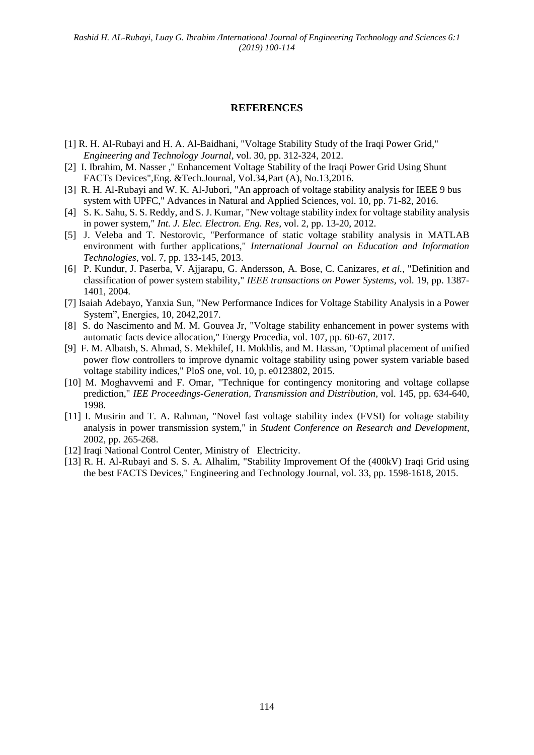## REFERENCES

[1] R. H. Al-Rubayi and H. A. Al-Baidhani, "Voltage Stability Study of the Iraqi Power Grid," *Engineering and Technology Journal*, vol. 30, pp. 312-324, 2012.

[2] I. Ibrahim, M. Nasser ," Enhancement Voltage Stability of the Iraqi Power Grid Using Shunt FACTs Devices",Eng. &Tech.Journal, Vol.34,Part (A), No.13,2016.

[3] R. H. Al-Rubayi and W. K. Al-Jubori, "An approach of voltage stability analysis for IEEE 9 bus system with UPFC," Advances in Natural and Applied Sciences, vol. 10, pp. 71-82, 2016.

[4] S. K. Sahu, S. S. Reddy, and S. J. Kumar, "New voltage stability index for voltage stability analysis in power system," *Int. J. Elec. Electron. Eng. Res*, vol. 2, pp. 13-20, 2012.

[5] J. Veleba and T. Nestorovic, "Performance of static voltage stability analysis in MATLAB environment with further applications," *International Journal on Education and Information Technologies*, vol. 7, pp. 133-145, 2013.

[6] P. Kundur, J. Paserba, V. Ajjarapu, G. Andersson, A. Bose, C. Canizares, *et al.*, "Definition and classification of power system stability," *IEEE transactions on Power Systems*, vol. 19, pp. 1387-1401, 2004.

[7] Isaiah Adebayo, Yanxia Sun, "New Performance Indices for Voltage Stability Analysis in a Power System", Energies, 10, 2042,2017.

[8] S. do Nascimento and M. M. Gouvea Jr, "Voltage stability enhancement in power systems with automatic facts device allocation," Energy Procedia, vol. 107, pp. 60-67, 2017.

[9] F. M. Albatsh, S. Ahmad, S. Mekhilef, H. Mokhlis, and M. Hassan, "Optimal placement of unified power flow controllers to improve dynamic voltage stability using power system variable based voltage stability indices," PloS one, vol. 10, p. e0123802, 2015.

[10] M. Moghavvemi and F. Omar, "Technique for contingency monitoring and voltage collapse prediction," *IEE Proceedings-Generation, Transmission and Distribution*, vol. 145, pp. 634-640, 1998.

[11] I. Musirin and T. A. Rahman, "Novel fast voltage stability index (FVSI) for voltage stability analysis in power transmission system," in *Student Conference on Research and Development*, 2002, pp. 265-268.

[12] Iraqi National Control Center, Ministry of Electricity.

[13] R. H. Al-Rubayi and S. S. A. Alhalim, "Stability Improvement Of the (400kV) Iraqi Grid using the best FACTS Devices," Engineering and Technology Journal, vol. 33, pp. 1598-1618, 2015.